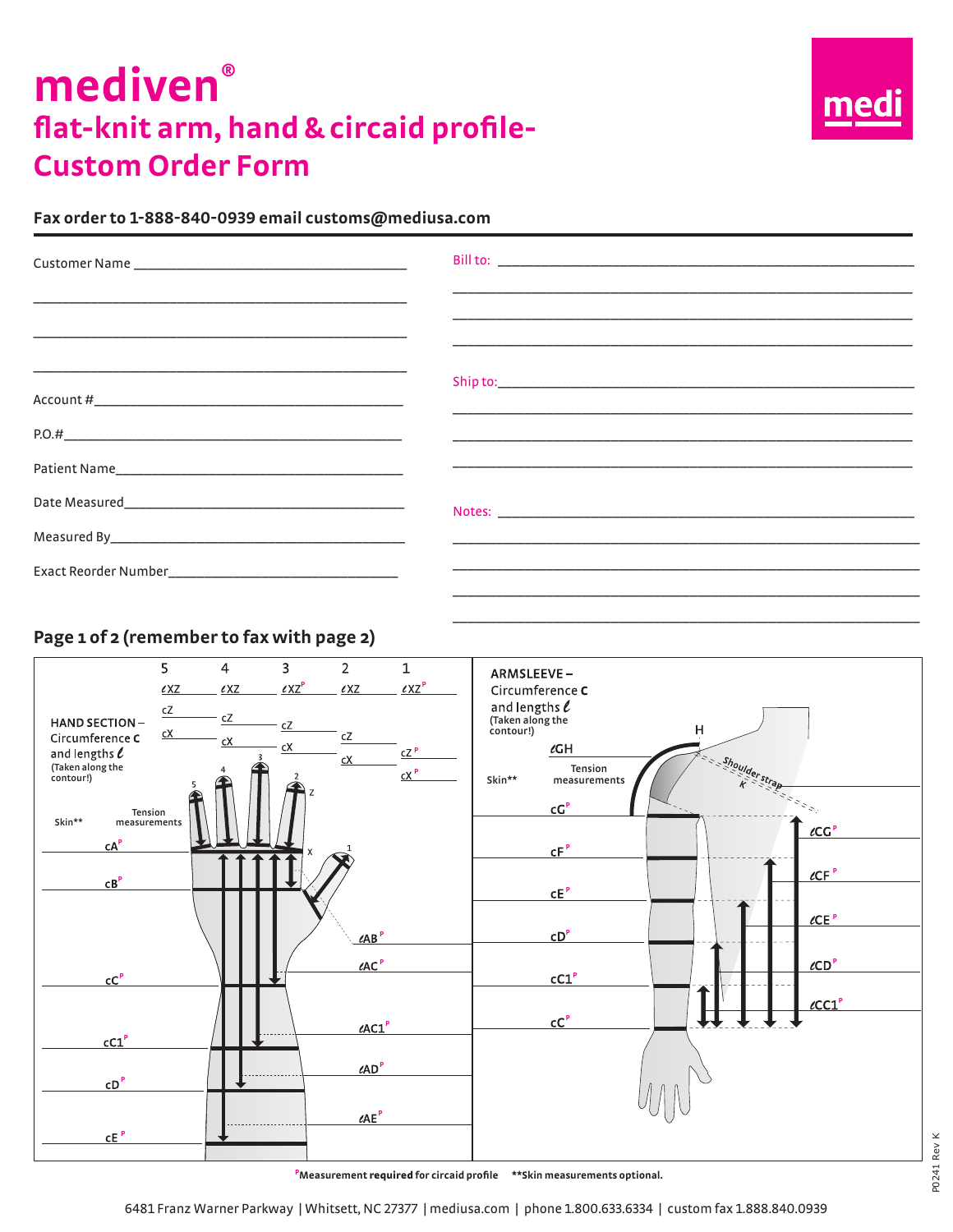# mediven®

## flat-knit arm, hand & circaid profile- Custom Order Form

**Fax order to 1-888-840-0939 email customs@mediusa.com**

Customer Name ___________________________________

___________________________________

___________________________________

___________________________________

Account #___________________________________

P.O.#___________________________________

Patient Name___________________________________

Date Measured___________________________________

Measured By___________________________________

Exact Reorder Number___________________________________

Bill to: ___________________________________

___________________________________

___________________________________

___________________________________

Ship to:___________________________________

___________________________________

___________________________________

___________________________________

Notes: ___________________________________

___________________________________

___________________________________

___________________________________

___________________________________

### Page 1 of 2 (remember to fax with page 2)

**HAND SECTION** – Circumference **c** and lengths ℓ (Taken along the contour!)

| | 5 | 4 | 3 | 2 | 1 |
|---|---|---|---|---|---|
| ℓXZ | ℓXZ ___ | ℓXZ ___ | ℓXZ[P] ___ | ℓXZ ___ | ℓXZ[P] ___ |
| cZ | cZ ___ | cZ ___ | cZ ___ | cZ ___ | cZ[P] ___ |
| cX | cX ___ | cX ___ | cX ___ | cX ___ | cX[P] ___ |

| Skin** | Tension measurements | | Lengths |
|---|---|---|---|
| ___ | cA[P] ___ | | |
| ___ | cB[P] ___ | | |
| | | | ℓAB[P] ___ |
| | | | ℓAC[P] ___ |
| ___ | cC[P] ___ | | |
| | | | ℓAC1[P] ___ |
| ___ | cC1[P] ___ | | |
| | | | ℓAD[P] ___ |
| ___ | cD[P] ___ | | |
| | | | ℓAE[P] ___ |
| ___ | cE[P] ___ | | |

**ARMSLEEVE** – Circumference **c** and lengths ℓ (Taken along the contour!)

H — Shoulder strap K

| Skin** | Tension measurements | Lengths |
|---|---|---|
| | ℓGH ___ | |
| ___ | cG[P] ___ | ℓCG[P] ___ |
| ___ | cF[P] ___ | ℓCF[P] ___ |
| ___ | cE[P] ___ | ℓCE[P] ___ |
| ___ | cD[P] ___ | ℓCD[P] ___ |
| ___ | cC1[P] ___ | ℓCC1[P] ___ |
| ___ | cC[P] ___ | |

[P]**Measurement required** for circaid profile    **Skin measurements optional.

6481 Franz Warner Parkway | Whitsett, NC 27377 | mediusa.com | phone 1.800.633.6334 | custom fax 1.888.840.0939

P0241 Rev K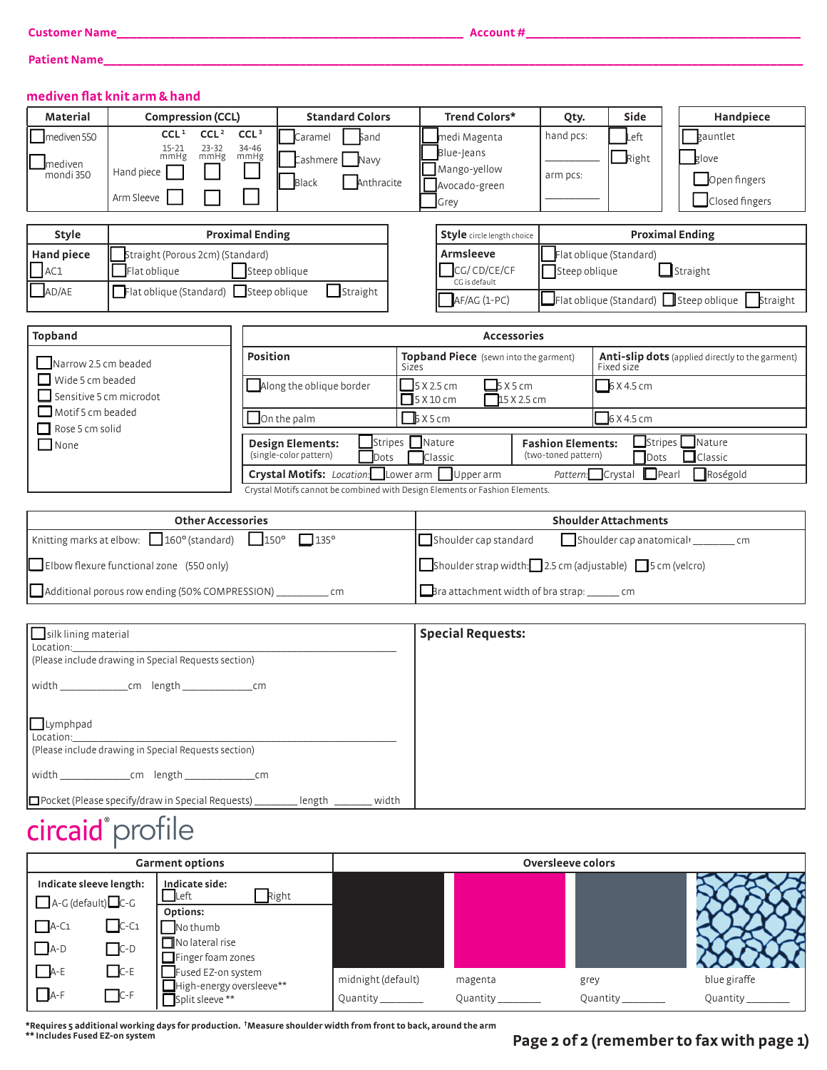**Customer Name**\_\_\_\_\_\_\_\_\_\_\_\_\_\_\_\_\_\_\_\_\_\_\_\_\_\_\_\_\_\_\_\_\_\_\_\_\_\_\_\_ **Account #**\_\_\_\_\_\_\_\_\_\_\_\_\_\_\_\_\_\_\_\_\_\_\_\_\_\_\_\_\_\_\_\_\_\_\_\_

**Patient Name**\_\_\_\_\_\_\_\_\_\_\_\_\_\_\_\_\_\_\_\_\_\_\_\_\_\_\_\_\_\_\_\_\_\_\_\_\_\_\_\_\_\_\_\_\_\_\_\_\_\_\_\_\_\_\_\_\_\_\_\_\_\_\_\_\_\_\_\_\_\_\_\_\_\_\_\_\_\_

## mediven flat knit arm & hand

| Material | Compression (CCL) | | | | Standard Colors | Trend Colors* | Qty. | Side | Handpiece |
|---|---|---|---|---|---|---|---|---|---|
| ☐ mediven 550 | | CCL 1 (15-21 mmHg) | CCL 2 (23-32 mmHg) | CCL 3 (34-46 mmHg) | ☐ Caramel ☐ Sand | ☐ medi Magenta | hand pcs: \_\_\_\_\_\_\_\_ | ☐ Left | ☐ gauntlet |
| ☐ mediven mondi 350 | Hand piece | ☐ | ☐ | ☐ | ☐ Cashmere ☐ Navy | ☐ Blue-Jeans | arm pcs: \_\_\_\_\_\_\_\_ | ☐ Right | ☐ glove |
| | Arm Sleeve | ☐ | ☐ | ☐ | ☐ Black ☐ Anthracite | ☐ Mango-yellow | | | ☐ Open fingers |
| | | | | | | ☐ Avocado-green | | | ☐ Closed fingers |
| | | | | | | ☐ Grey | | | |

| Style | Proximal Ending |
|---|---|
| **Hand piece** | ☐ Straight (Porous 2cm) (Standard) |
| ☐ AC1 | ☐ Flat oblique ☐ Steep oblique |
| ☐ AD/AE | ☐ Flat oblique (Standard) ☐ Steep oblique ☐ Straight |

| Style (circle length choice) | Proximal Ending |
|---|---|
| **Armsleeve** | ☐ Flat oblique (Standard) |
| ☐ CG/ CD/CE/CF (CG is default) | ☐ Steep oblique ☐ Straight |
| ☐ AF/AG (1-PC) | ☐ Flat oblique (Standard) ☐ Steep oblique ☐ Straight |

### Topband

- ☐ Narrow 2.5 cm beaded
- ☐ Wide 5 cm beaded
- ☐ Sensitive 5 cm microdot
- ☐ Motif 5 cm beaded
- ☐ Rose 5 cm solid
- ☐ None

### Accessories

| Position | Topband Piece (sewn into the garment) Sizes | Anti-slip dots (applied directly to the garment) Fixed size |
|---|---|---|
| ☐ Along the oblique border | ☐ 5 X 2.5 cm ☐ 5 X 5 cm ☐ 5 X 10 cm ☐ 15 X 2.5 cm | ☐ 6 X 4.5 cm |
| ☐ On the palm | ☐ 5 X 5 cm | ☐ 6 X 4.5 cm |

**Design Elements:** (single-color pattern) ☐ Stripes ☐ Nature ☐ Dots ☐ Classic

**Fashion Elements:** (two-toned pattern) ☐ Stripes ☐ Nature ☐ Dots ☐ Classic

**Crystal Motifs:** *Location:* ☐ Lower arm ☐ Upper arm *Pattern:* ☐ Crystal ☐ Pearl ☐ Roségold

Crystal Motifs cannot be combined with Design Elements or Fashion Elements.

| Other Accessories | Shoulder Attachments |
|---|---|
| Knitting marks at elbow: ☐ 160° (standard) ☐ 150° ☐ 135° | ☐ Shoulder cap standard ☐ Shoulder cap anatomical† \_\_\_\_\_\_\_ cm |
| ☐ Elbow flexure functional zone (550 only) | ☐ Shoulder strap width: ☐ 2.5 cm (adjustable) ☐ 5 cm (velcro) |
| ☐ Additional porous row ending (50% COMPRESSION) \_\_\_\_\_\_\_\_\_ cm | ☐ Bra attachment width of bra strap: \_\_\_\_\_\_ cm |

☐ silk lining material
Location:\_\_\_\_\_\_\_\_\_\_\_\_\_\_\_\_\_\_\_\_\_\_\_\_\_\_\_\_\_\_\_\_\_\_\_\_\_\_\_\_
(Please include drawing in Special Requests section)

width \_\_\_\_\_\_\_\_\_\_\_\_cm length \_\_\_\_\_\_\_\_\_\_\_\_\_cm

☐ Lymphpad
Location:\_\_\_\_\_\_\_\_\_\_\_\_\_\_\_\_\_\_\_\_\_\_\_\_\_\_\_\_\_\_\_\_\_\_\_\_\_\_\_\_
(Please include drawing in Special Requests section)

width \_\_\_\_\_\_\_\_\_\_\_\_\_cm length \_\_\_\_\_\_\_\_\_\_\_\_\_\_cm

☐ Pocket (Please specify/draw in Special Requests) \_\_\_\_\_\_\_\_ length \_\_\_\_\_\_\_ width

**Special Requests:**

## circaid® profile

### Garment options

**Indicate sleeve length:**

☐ A-G (default) ☐ C-G
☐ A-C1 ☐ C-C1
☐ A-D ☐ C-D
☐ A-E ☐ C-E
☐ A-F ☐ C-F

**Indicate side:** ☐ Left ☐ Right

**Options:**

- ☐ No thumb
- ☐ No lateral rise
- ☐ Finger foam zones
- ☐ Fused EZ-on system
- ☐ High-energy oversleeve**
- ☐ Split sleeve **

### Oversleeve colors

| midnight (default) | magenta | grey | blue giraffe |
|---|---|---|---|
| Quantity \_\_\_\_\_\_\_\_ | Quantity \_\_\_\_\_\_\_\_ | Quantity \_\_\_\_\_\_\_\_ | Quantity \_\_\_\_\_\_\_\_ |

*Requires 5 additional working days for production. †Measure shoulder width from front to back, around the arm
** Includes Fused EZ-on system

**(remember to fax with page 1)**